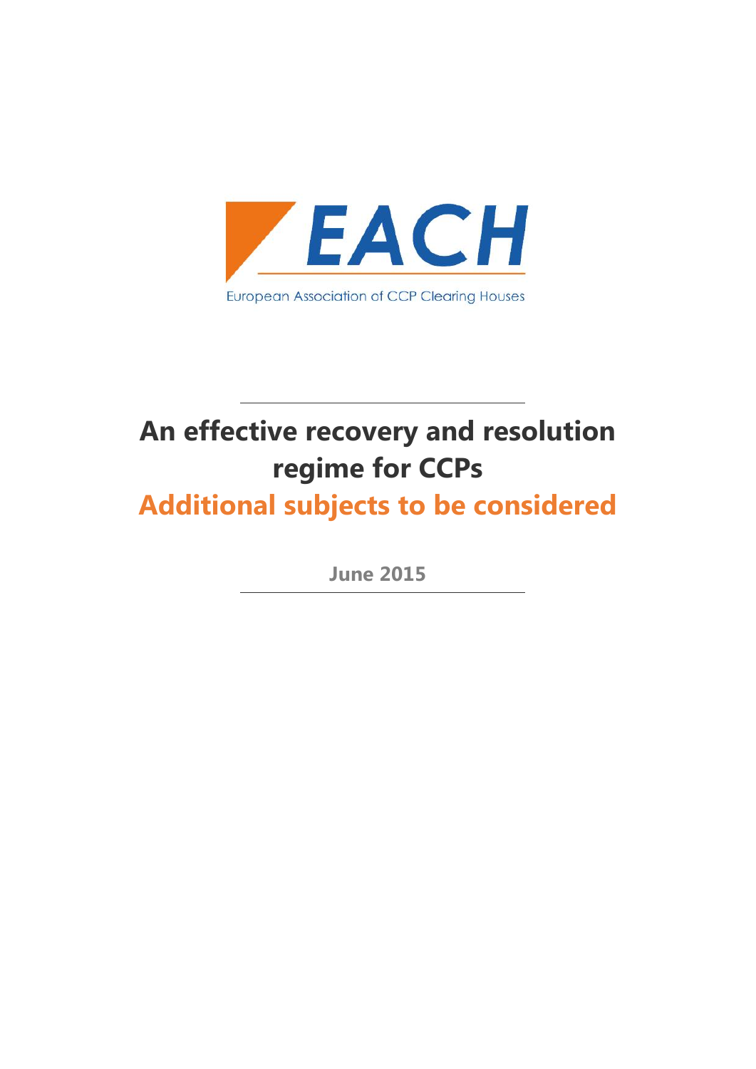EACH

European Association of CCP Clearing Houses

# An effective recovery and resolution regime for CCPs

## Additional subjects to be considered

June 2015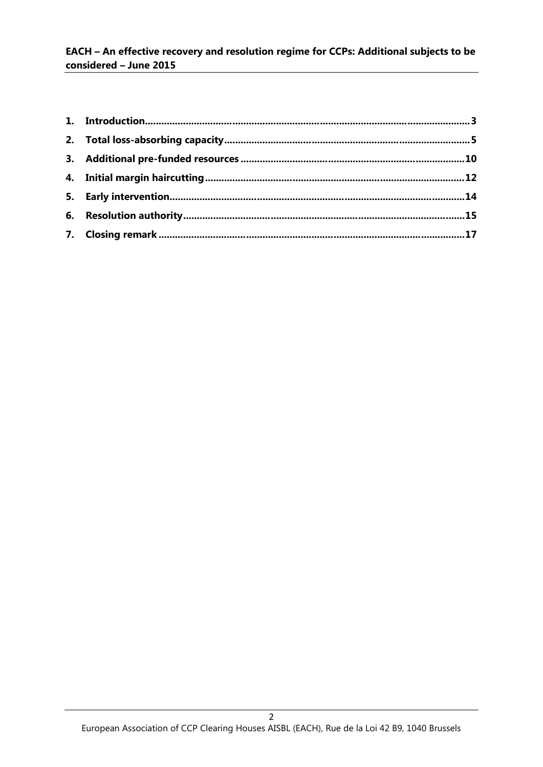1. **Introduction** ... 3
2. **Total loss-absorbing capacity** ... 5
3. **Additional pre-funded resources** ... 10
4. **Initial margin haircutting** ... 12
5. **Early intervention** ... 14
6. **Resolution authority** ... 15
7. **Closing remark** ... 17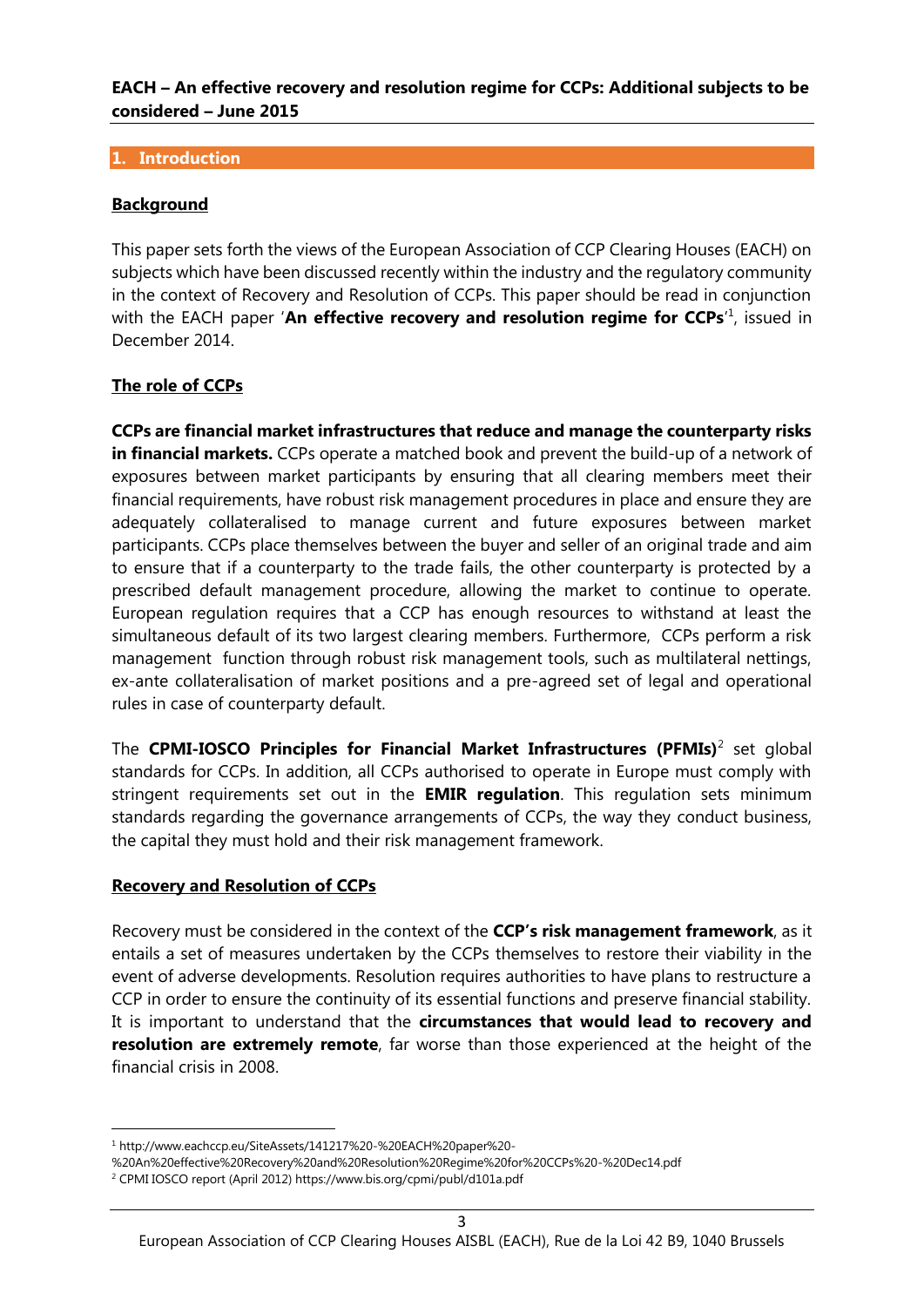**EACH – An effective recovery and resolution regime for CCPs: Additional subjects to be considered – June 2015**

## 1. Introduction

### Background

This paper sets forth the views of the European Association of CCP Clearing Houses (EACH) on subjects which have been discussed recently within the industry and the regulatory community in the context of Recovery and Resolution of CCPs. This paper should be read in conjunction with the EACH paper '**An effective recovery and resolution regime for CCPs**'[1], issued in December 2014.

### The role of CCPs

**CCPs are financial market infrastructures that reduce and manage the counterparty risks in financial markets.** CCPs operate a matched book and prevent the build-up of a network of exposures between market participants by ensuring that all clearing members meet their financial requirements, have robust risk management procedures in place and ensure they are adequately collateralised to manage current and future exposures between market participants. CCPs place themselves between the buyer and seller of an original trade and aim to ensure that if a counterparty to the trade fails, the other counterparty is protected by a prescribed default management procedure, allowing the market to continue to operate. European regulation requires that a CCP has enough resources to withstand at least the simultaneous default of its two largest clearing members. Furthermore, CCPs perform a risk management function through robust risk management tools, such as multilateral nettings, ex-ante collateralisation of market positions and a pre-agreed set of legal and operational rules in case of counterparty default.

The **CPMI-IOSCO Principles for Financial Market Infrastructures (PFMIs)**[2] set global standards for CCPs. In addition, all CCPs authorised to operate in Europe must comply with stringent requirements set out in the **EMIR regulation**. This regulation sets minimum standards regarding the governance arrangements of CCPs, the way they conduct business, the capital they must hold and their risk management framework.

### Recovery and Resolution of CCPs

Recovery must be considered in the context of the **CCP's risk management framework**, as it entails a set of measures undertaken by the CCPs themselves to restore their viability in the event of adverse developments. Resolution requires authorities to have plans to restructure a CCP in order to ensure the continuity of its essential functions and preserve financial stability. It is important to understand that the **circumstances that would lead to recovery and resolution are extremely remote**, far worse than those experienced at the height of the financial crisis in 2008.

---

[1] http://www.eachccp.eu/SiteAssets/141217%20-%20EACH%20paper%20-%20An%20effective%20Recovery%20and%20Resolution%20Regime%20for%20CCPs%20-%20Dec14.pdf

[2] CPMI IOSCO report (April 2012) https://www.bis.org/cpmi/publ/d101a.pdf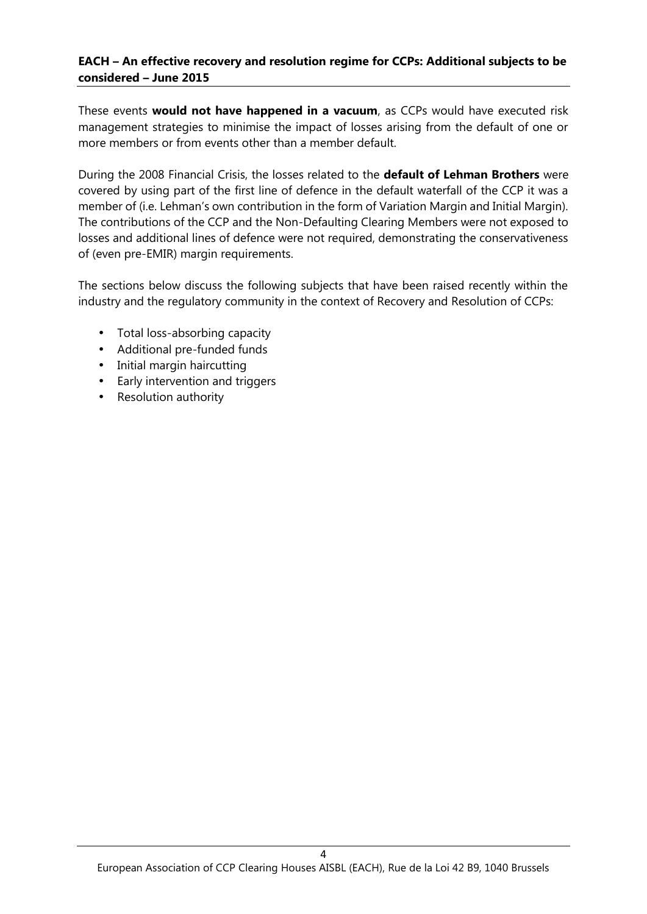These events **would not have happened in a vacuum**, as CCPs would have executed risk management strategies to minimise the impact of losses arising from the default of one or more members or from events other than a member default.

During the 2008 Financial Crisis, the losses related to the **default of Lehman Brothers** were covered by using part of the first line of defence in the default waterfall of the CCP it was a member of (i.e. Lehman's own contribution in the form of Variation Margin and Initial Margin). The contributions of the CCP and the Non-Defaulting Clearing Members were not exposed to losses and additional lines of defence were not required, demonstrating the conservativeness of (even pre-EMIR) margin requirements.

The sections below discuss the following subjects that have been raised recently within the industry and the regulatory community in the context of Recovery and Resolution of CCPs:

- Total loss-absorbing capacity
- Additional pre-funded funds
- Initial margin haircutting
- Early intervention and triggers
- Resolution authority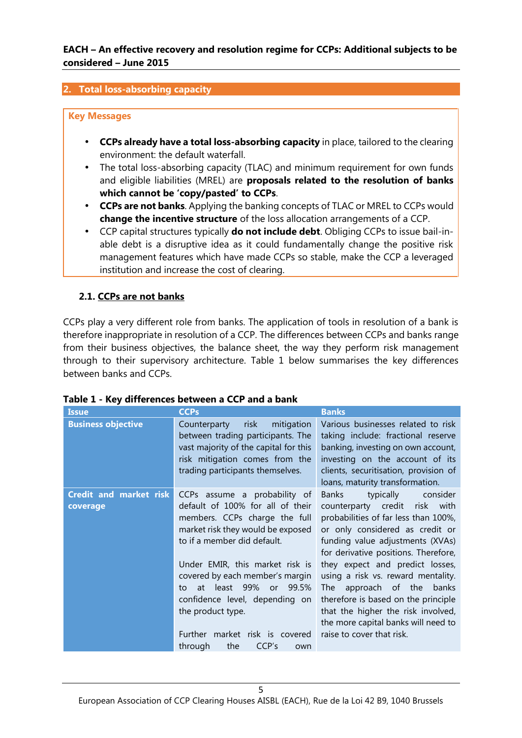## 2. Total loss-absorbing capacity

**Key Messages**

- **CCPs already have a total loss-absorbing capacity** in place, tailored to the clearing environment: the default waterfall.
- The total loss-absorbing capacity (TLAC) and minimum requirement for own funds and eligible liabilities (MREL) are **proposals related to the resolution of banks which cannot be 'copy/pasted' to CCPs**.
- **CCPs are not banks**. Applying the banking concepts of TLAC or MREL to CCPs would **change the incentive structure** of the loss allocation arrangements of a CCP.
- CCP capital structures typically **do not include debt**. Obliging CCPs to issue bail-in-able debt is a disruptive idea as it could fundamentally change the positive risk management features which have made CCPs so stable, make the CCP a leveraged institution and increase the cost of clearing.

### 2.1. CCPs are not banks

CCPs play a very different role from banks. The application of tools in resolution of a bank is therefore inappropriate in resolution of a CCP. The differences between CCPs and banks range from their business objectives, the balance sheet, the way they perform risk management through to their supervisory architecture. Table 1 below summarises the key differences between banks and CCPs.

**Table 1 - Key differences between a CCP and a bank**

| Issue | CCPs | Banks |
|---|---|---|
| **Business objective** | Counterparty risk mitigation between trading participants. The vast majority of the capital for this risk mitigation comes from the trading participants themselves. | Various businesses related to risk taking include: fractional reserve banking, investing on own account, investing on the account of its clients, securitisation, provision of loans, maturity transformation. |
| **Credit and market risk coverage** | CCPs assume a probability of default of 100% for all of their members. CCPs charge the full market risk they would be exposed to if a member did default.<br><br>Under EMIR, this market risk is covered by each member's margin to at least 99% or 99.5% confidence level, depending on the product type.<br><br>Further market risk is covered through the CCP's own | Banks typically consider counterparty credit risk with probabilities of far less than 100%, or only considered as credit or funding value adjustments (XVAs) for derivative positions. Therefore, they expect and predict losses, using a risk vs. reward mentality. The approach of the banks therefore is based on the principle that the higher the risk involved, the more capital banks will need to raise to cover that risk. |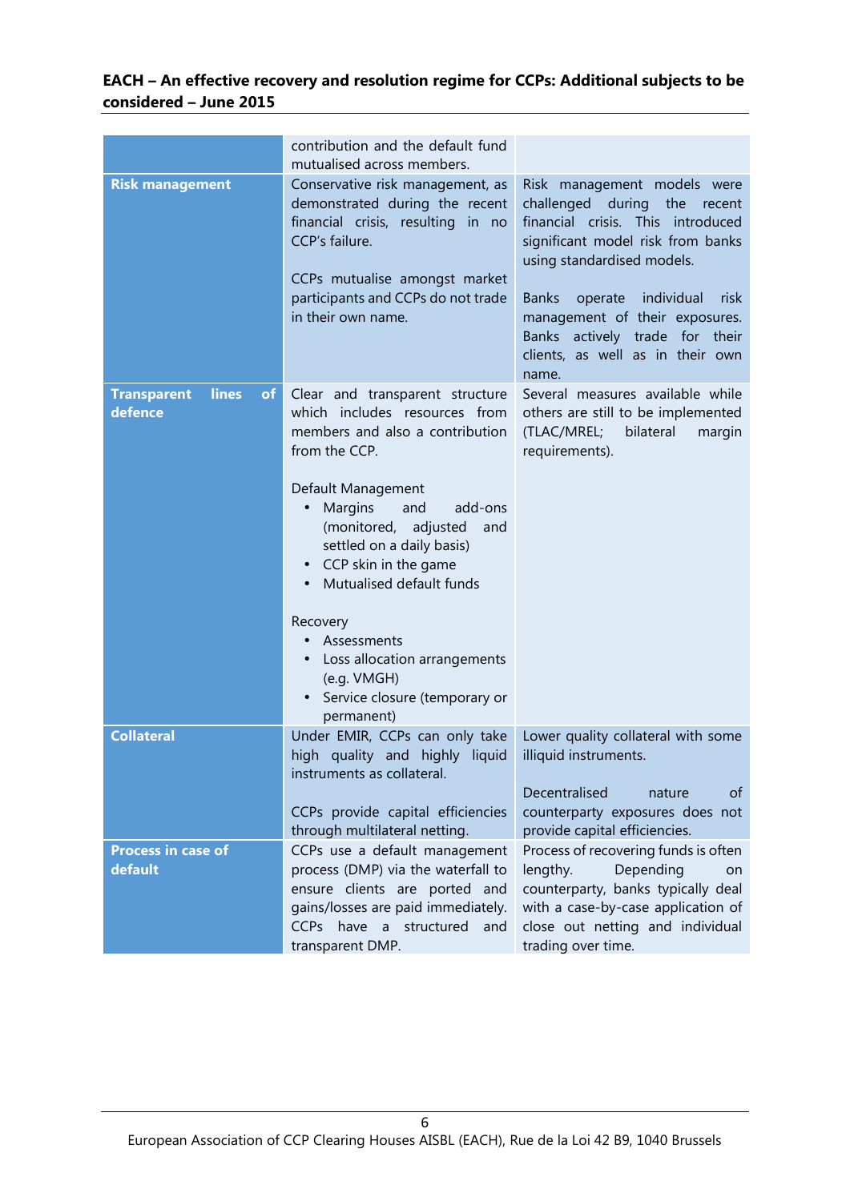| | | |
|---|---|---|
| | contribution and the default fund mutualised across members. | |
| **Risk management** | Conservative risk management, as demonstrated during the recent financial crisis, resulting in no CCP's failure.<br><br>CCPs mutualise amongst market participants and CCPs do not trade in their own name. | Risk management models were challenged during the recent financial crisis. This introduced significant model risk from banks using standardised models.<br><br>Banks operate individual risk management of their exposures. Banks actively trade for their clients, as well as in their own name. |
| **Transparent lines of defence** | Clear and transparent structure which includes resources from members and also a contribution from the CCP.<br><br>Default Management<br>• Margins and add-ons (monitored, adjusted and settled on a daily basis)<br>• CCP skin in the game<br>• Mutualised default funds<br><br>Recovery<br>• Assessments<br>• Loss allocation arrangements (e.g. VMGH)<br>• Service closure (temporary or permanent) | Several measures available while others are still to be implemented (TLAC/MREL; bilateral margin requirements). |
| **Collateral** | Under EMIR, CCPs can only take high quality and highly liquid instruments as collateral.<br><br>CCPs provide capital efficiencies through multilateral netting. | Lower quality collateral with some illiquid instruments.<br><br>Decentralised nature of counterparty exposures does not provide capital efficiencies. |
| **Process in case of default** | CCPs use a default management process (DMP) via the waterfall to ensure clients are ported and gains/losses are paid immediately. CCPs have a structured and transparent DMP. | Process of recovering funds is often lengthy. Depending on counterparty, banks typically deal with a case-by-case application of close out netting and individual trading over time. |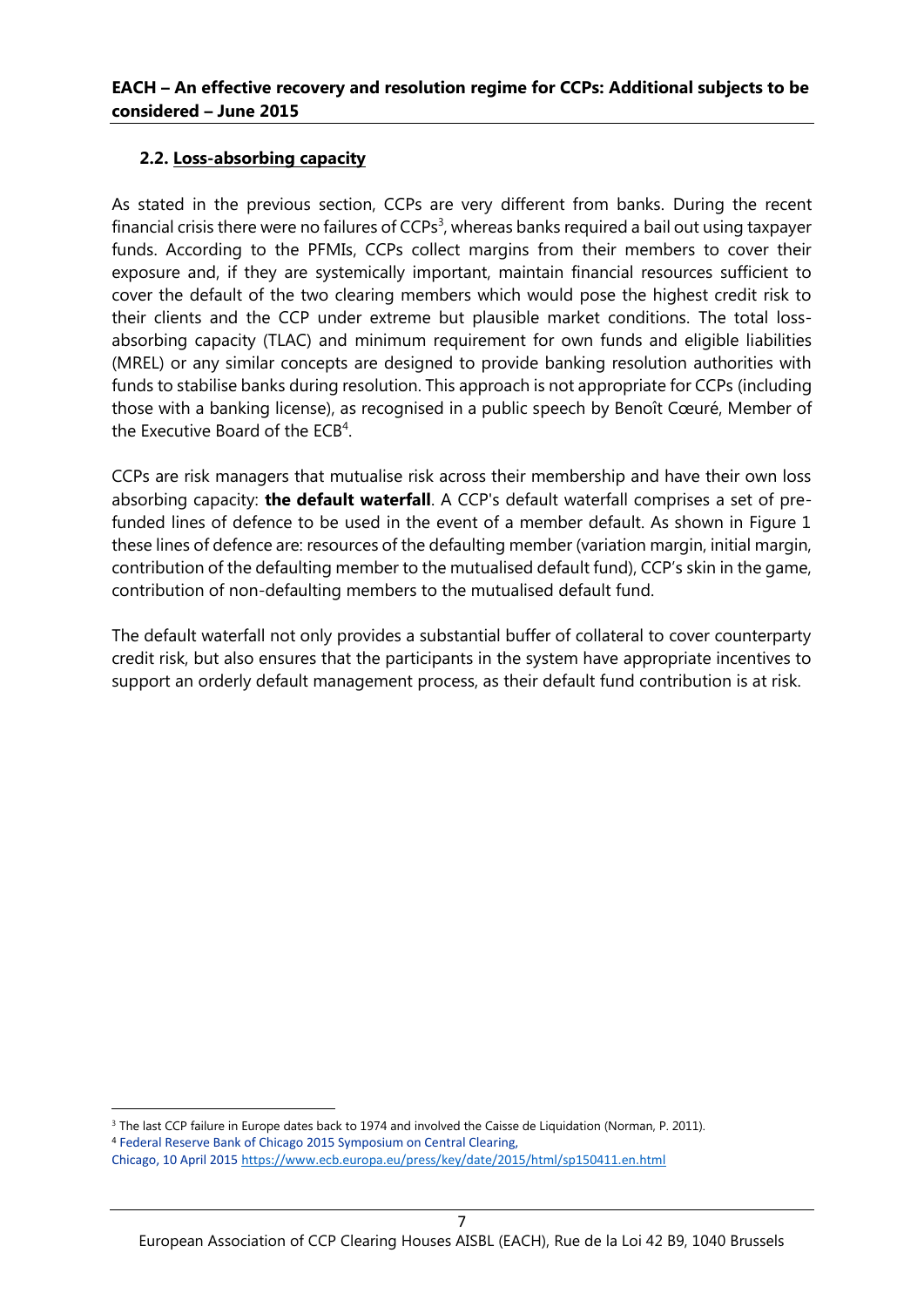### 2.2. Loss-absorbing capacity

As stated in the previous section, CCPs are very different from banks. During the recent financial crisis there were no failures of CCPs[3], whereas banks required a bail out using taxpayer funds. According to the PFMIs, CCPs collect margins from their members to cover their exposure and, if they are systemically important, maintain financial resources sufficient to cover the default of the two clearing members which would pose the highest credit risk to their clients and the CCP under extreme but plausible market conditions. The total loss-absorbing capacity (TLAC) and minimum requirement for own funds and eligible liabilities (MREL) or any similar concepts are designed to provide banking resolution authorities with funds to stabilise banks during resolution. This approach is not appropriate for CCPs (including those with a banking license), as recognised in a public speech by Benoît Cœuré, Member of the Executive Board of the ECB[4].

CCPs are risk managers that mutualise risk across their membership and have their own loss absorbing capacity: **the default waterfall**. A CCP's default waterfall comprises a set of pre-funded lines of defence to be used in the event of a member default. As shown in Figure 1 these lines of defence are: resources of the defaulting member (variation margin, initial margin, contribution of the defaulting member to the mutualised default fund), CCP's skin in the game, contribution of non-defaulting members to the mutualised default fund.

The default waterfall not only provides a substantial buffer of collateral to cover counterparty credit risk, but also ensures that the participants in the system have appropriate incentives to support an orderly default management process, as their default fund contribution is at risk.

---

[3] The last CCP failure in Europe dates back to 1974 and involved the Caisse de Liquidation (Norman, P. 2011).

[4] Federal Reserve Bank of Chicago 2015 Symposium on Central Clearing, Chicago, 10 April 2015 https://www.ecb.europa.eu/press/key/date/2015/html/sp150411.en.html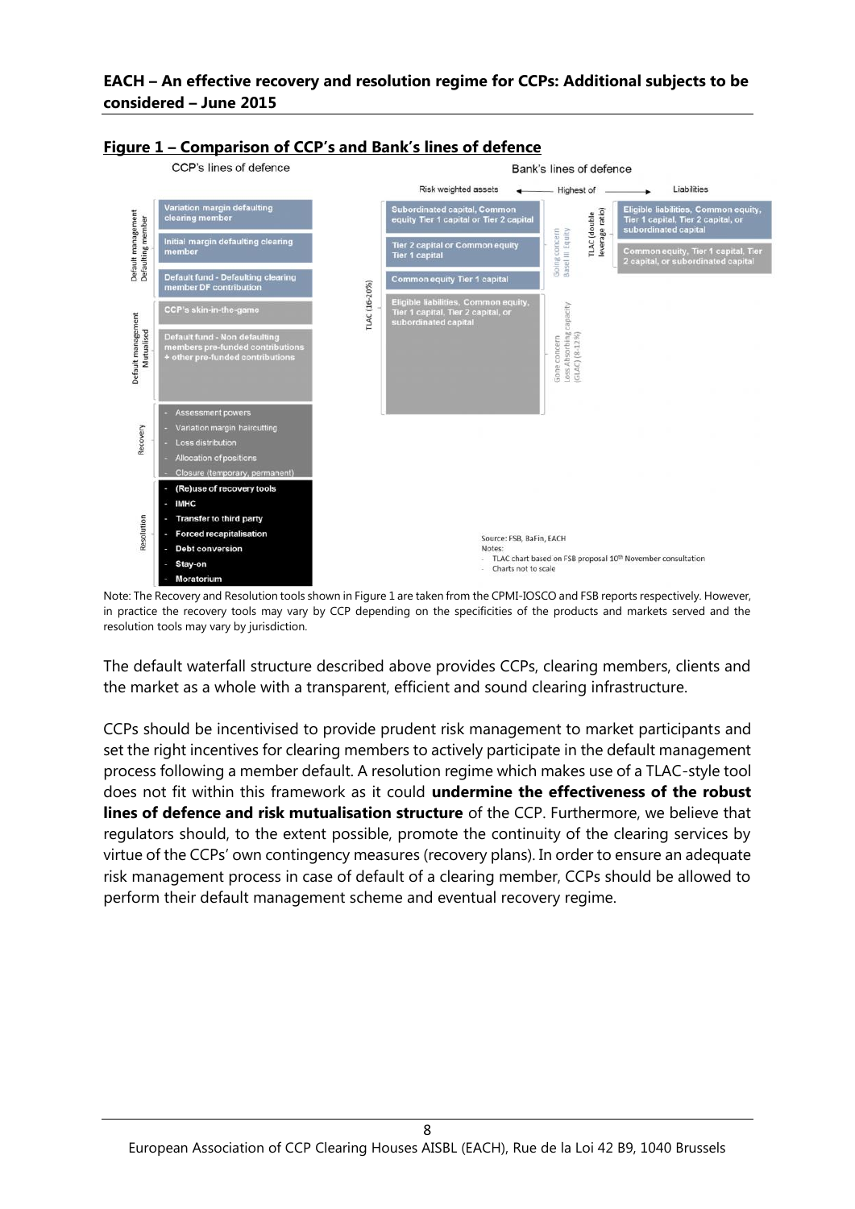**Figure 1 – Comparison of CCP's and Bank's lines of defence**

CCP's lines of defence

| | |
|---|---|
| Default management Defaulting member | Variation margin defaulting clearing member |
| | Initial margin defaulting clearing member |
| | Default fund - Defaulting clearing member DF contribution |
| Default management Mutualised | CCP's skin-in-the-game |
| | Default fund - Non defaulting members pre-funded contributions + other pre-funded contributions |
| Recovery | - Assessment powers<br>- Variation margin haircutting<br>- Loss distribution<br>- Allocation of positions<br>- Closure (temporary, permanent) |
| Resolution | - (Re)use of recovery tools<br>- IMHC<br>- Transfer to third party<br>- Forced recapitalisation<br>- Debt conversion<br>- Stay-on<br>- Moratorium |

Bank's lines of defence

Risk weighted assets ← Highest of → Liabilities

| | Risk weighted assets | | | Liabilities |
|---|---|---|---|---|
| TLAC (16-20%) | Subordinated capital, Common equity Tier 1 capital or Tier 2 capital | Going concern Basel III Equity | TLAC (double leverage ratio) | Eligible liabilities, Common equity, Tier 1 capital, Tier 2 capital, or subordinated capital |
| | Tier 2 capital or Common equity Tier 1 capital | | | Common equity, Tier 1 capital, Tier 2 capital, or subordinated capital |
| | Common equity Tier 1 capital | | | |
| | Eligible liabilities, Common equity, Tier 1 capital, Tier 2 capital, or subordinated capital | Gone concern Loss Absorbing capacity (GLAC) (8-12%) | | |

Source: FSB, BaFin, EACH
Notes:
- TLAC chart based on FSB proposal 10th November consultation
- Charts not to scale

Note: The Recovery and Resolution tools shown in Figure 1 are taken from the CPMI-IOSCO and FSB reports respectively. However, in practice the recovery tools may vary by CCP depending on the specificities of the products and markets served and the resolution tools may vary by jurisdiction.

The default waterfall structure described above provides CCPs, clearing members, clients and the market as a whole with a transparent, efficient and sound clearing infrastructure.

CCPs should be incentivised to provide prudent risk management to market participants and set the right incentives for clearing members to actively participate in the default management process following a member default. A resolution regime which makes use of a TLAC-style tool does not fit within this framework as it could **undermine the effectiveness of the robust lines of defence and risk mutualisation structure** of the CCP. Furthermore, we believe that regulators should, to the extent possible, promote the continuity of the clearing services by virtue of the CCPs' own contingency measures (recovery plans). In order to ensure an adequate risk management process in case of default of a clearing member, CCPs should be allowed to perform their default management scheme and eventual recovery regime.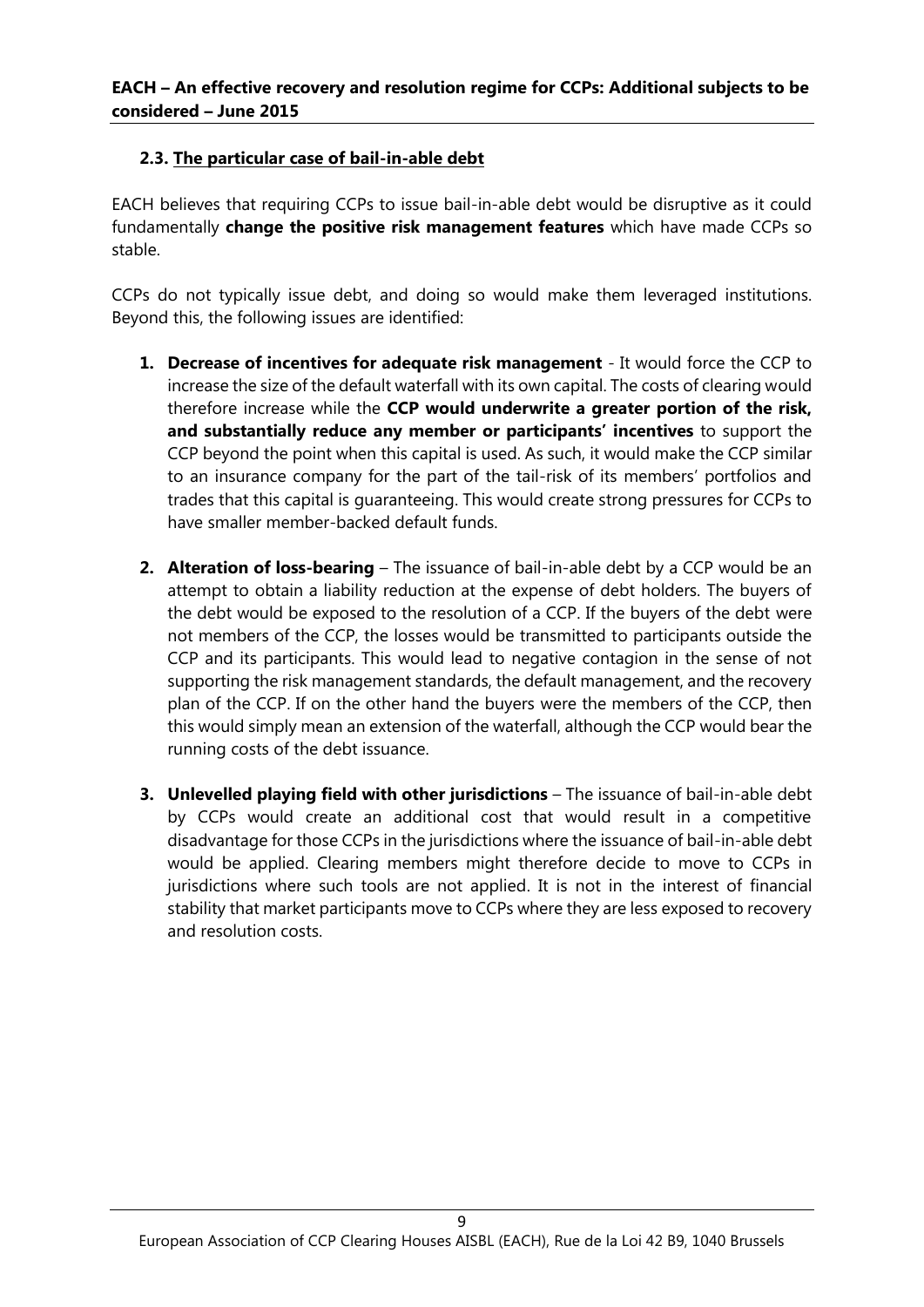### 2.3. The particular case of bail-in-able debt

EACH believes that requiring CCPs to issue bail-in-able debt would be disruptive as it could fundamentally **change the positive risk management features** which have made CCPs so stable.

CCPs do not typically issue debt, and doing so would make them leveraged institutions. Beyond this, the following issues are identified:

1. **Decrease of incentives for adequate risk management** - It would force the CCP to increase the size of the default waterfall with its own capital. The costs of clearing would therefore increase while the **CCP would underwrite a greater portion of the risk, and substantially reduce any member or participants' incentives** to support the CCP beyond the point when this capital is used. As such, it would make the CCP similar to an insurance company for the part of the tail-risk of its members' portfolios and trades that this capital is guaranteeing. This would create strong pressures for CCPs to have smaller member-backed default funds.

2. **Alteration of loss-bearing** – The issuance of bail-in-able debt by a CCP would be an attempt to obtain a liability reduction at the expense of debt holders. The buyers of the debt would be exposed to the resolution of a CCP. If the buyers of the debt were not members of the CCP, the losses would be transmitted to participants outside the CCP and its participants. This would lead to negative contagion in the sense of not supporting the risk management standards, the default management, and the recovery plan of the CCP. If on the other hand the buyers were the members of the CCP, then this would simply mean an extension of the waterfall, although the CCP would bear the running costs of the debt issuance.

3. **Unlevelled playing field with other jurisdictions** – The issuance of bail-in-able debt by CCPs would create an additional cost that would result in a competitive disadvantage for those CCPs in the jurisdictions where the issuance of bail-in-able debt would be applied. Clearing members might therefore decide to move to CCPs in jurisdictions where such tools are not applied. It is not in the interest of financial stability that market participants move to CCPs where they are less exposed to recovery and resolution costs.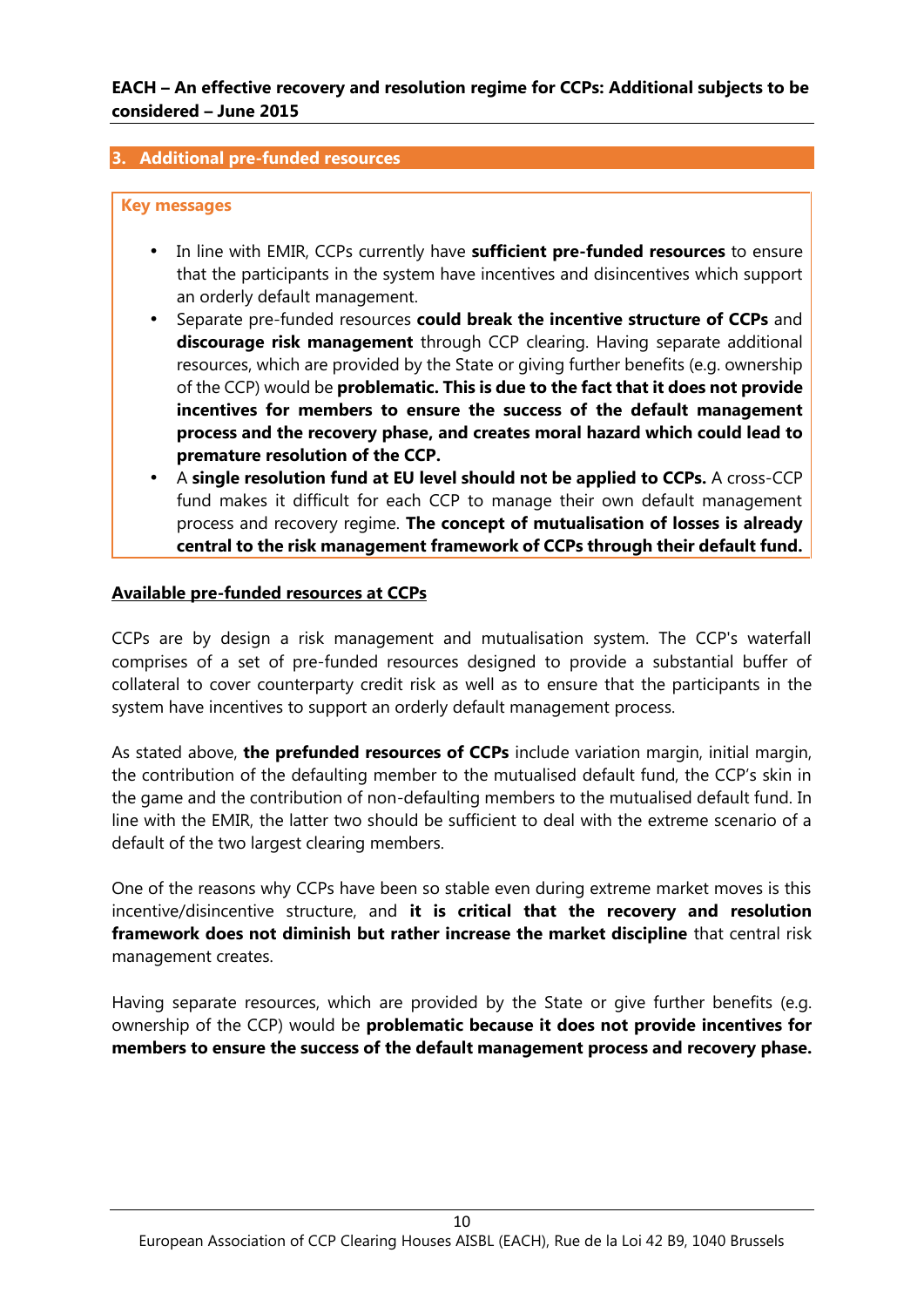## 3. Additional pre-funded resources

**Key messages**

- In line with EMIR, CCPs currently have **sufficient pre-funded resources** to ensure that the participants in the system have incentives and disincentives which support an orderly default management.
- Separate pre-funded resources **could break the incentive structure of CCPs** and **discourage risk management** through CCP clearing. Having separate additional resources, which are provided by the State or giving further benefits (e.g. ownership of the CCP) would be **problematic. This is due to the fact that it does not provide incentives for members to ensure the success of the default management process and the recovery phase, and creates moral hazard which could lead to premature resolution of the CCP.**
- A **single resolution fund at EU level should not be applied to CCPs.** A cross-CCP fund makes it difficult for each CCP to manage their own default management process and recovery regime. **The concept of mutualisation of losses is already central to the risk management framework of CCPs through their default fund.**

### Available pre-funded resources at CCPs

CCPs are by design a risk management and mutualisation system. The CCP's waterfall comprises of a set of pre-funded resources designed to provide a substantial buffer of collateral to cover counterparty credit risk as well as to ensure that the participants in the system have incentives to support an orderly default management process.

As stated above, **the prefunded resources of CCPs** include variation margin, initial margin, the contribution of the defaulting member to the mutualised default fund, the CCP's skin in the game and the contribution of non-defaulting members to the mutualised default fund. In line with the EMIR, the latter two should be sufficient to deal with the extreme scenario of a default of the two largest clearing members.

One of the reasons why CCPs have been so stable even during extreme market moves is this incentive/disincentive structure, and **it is critical that the recovery and resolution framework does not diminish but rather increase the market discipline** that central risk management creates.

Having separate resources, which are provided by the State or give further benefits (e.g. ownership of the CCP) would be **problematic because it does not provide incentives for members to ensure the success of the default management process and recovery phase.**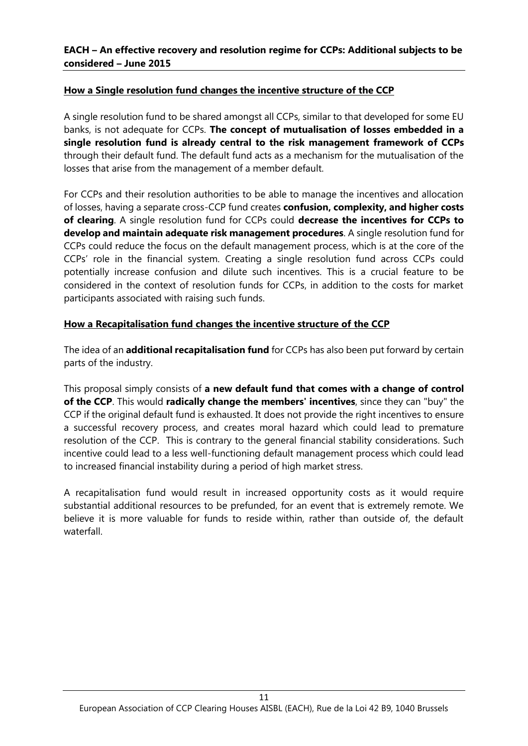## How a Single resolution fund changes the incentive structure of the CCP

A single resolution fund to be shared amongst all CCPs, similar to that developed for some EU banks, is not adequate for CCPs. **The concept of mutualisation of losses embedded in a single resolution fund is already central to the risk management framework of CCPs** through their default fund. The default fund acts as a mechanism for the mutualisation of the losses that arise from the management of a member default.

For CCPs and their resolution authorities to be able to manage the incentives and allocation of losses, having a separate cross-CCP fund creates **confusion, complexity, and higher costs of clearing**. A single resolution fund for CCPs could **decrease the incentives for CCPs to develop and maintain adequate risk management procedures**. A single resolution fund for CCPs could reduce the focus on the default management process, which is at the core of the CCPs' role in the financial system. Creating a single resolution fund across CCPs could potentially increase confusion and dilute such incentives. This is a crucial feature to be considered in the context of resolution funds for CCPs, in addition to the costs for market participants associated with raising such funds.

## How a Recapitalisation fund changes the incentive structure of the CCP

The idea of an **additional recapitalisation fund** for CCPs has also been put forward by certain parts of the industry.

This proposal simply consists of **a new default fund that comes with a change of control of the CCP**. This would **radically change the members' incentives**, since they can "buy" the CCP if the original default fund is exhausted. It does not provide the right incentives to ensure a successful recovery process, and creates moral hazard which could lead to premature resolution of the CCP. This is contrary to the general financial stability considerations. Such incentive could lead to a less well-functioning default management process which could lead to increased financial instability during a period of high market stress.

A recapitalisation fund would result in increased opportunity costs as it would require substantial additional resources to be prefunded, for an event that is extremely remote. We believe it is more valuable for funds to reside within, rather than outside of, the default waterfall.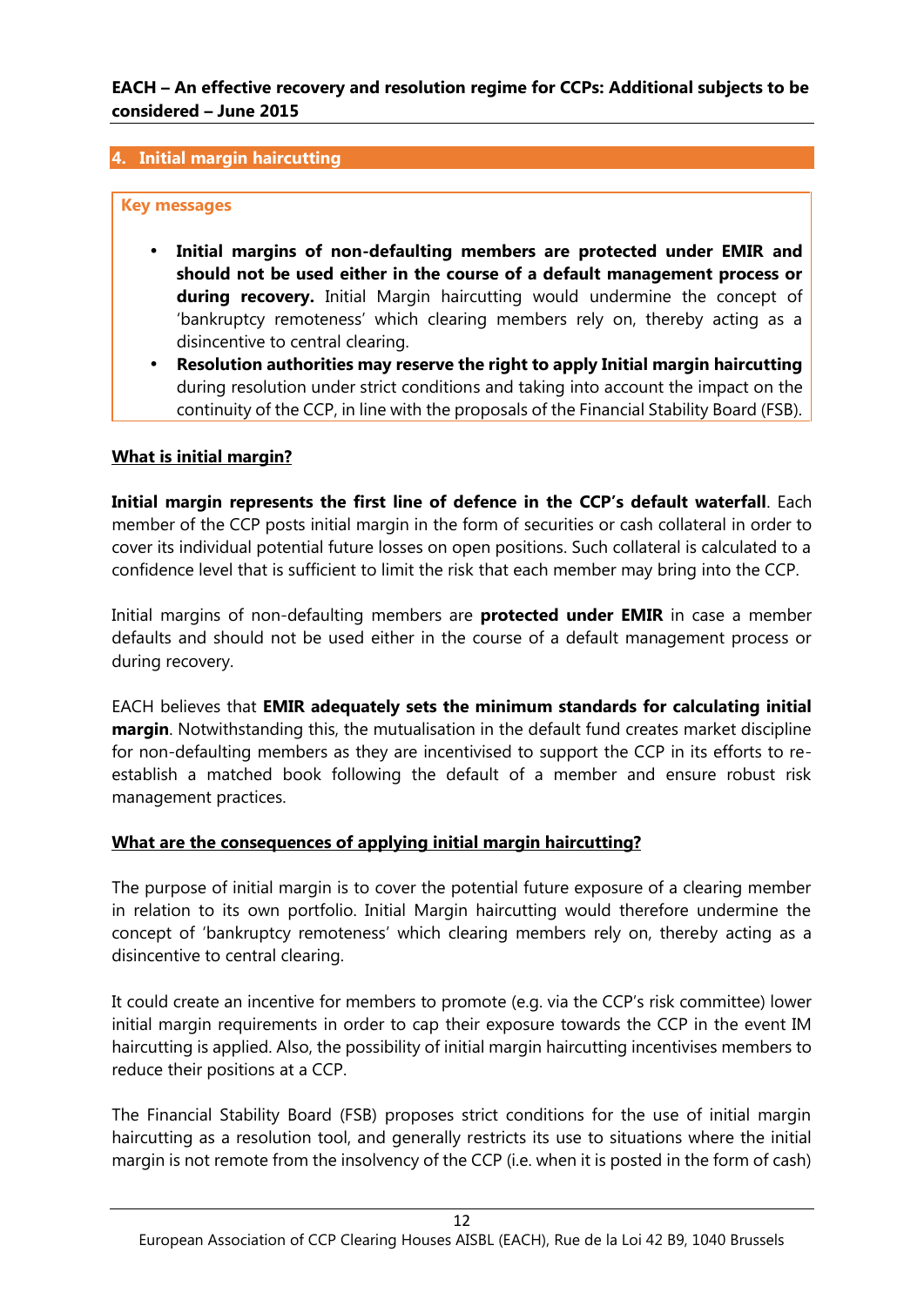## 4. Initial margin haircutting

**Key messages**

- **Initial margins of non-defaulting members are protected under EMIR and should not be used either in the course of a default management process or during recovery.** Initial Margin haircutting would undermine the concept of 'bankruptcy remoteness' which clearing members rely on, thereby acting as a disincentive to central clearing.
- **Resolution authorities may reserve the right to apply Initial margin haircutting** during resolution under strict conditions and taking into account the impact on the continuity of the CCP, in line with the proposals of the Financial Stability Board (FSB).

### What is initial margin?

**Initial margin represents the first line of defence in the CCP's default waterfall**. Each member of the CCP posts initial margin in the form of securities or cash collateral in order to cover its individual potential future losses on open positions. Such collateral is calculated to a confidence level that is sufficient to limit the risk that each member may bring into the CCP.

Initial margins of non-defaulting members are **protected under EMIR** in case a member defaults and should not be used either in the course of a default management process or during recovery.

EACH believes that **EMIR adequately sets the minimum standards for calculating initial margin**. Notwithstanding this, the mutualisation in the default fund creates market discipline for non-defaulting members as they are incentivised to support the CCP in its efforts to re-establish a matched book following the default of a member and ensure robust risk management practices.

### What are the consequences of applying initial margin haircutting?

The purpose of initial margin is to cover the potential future exposure of a clearing member in relation to its own portfolio. Initial Margin haircutting would therefore undermine the concept of 'bankruptcy remoteness' which clearing members rely on, thereby acting as a disincentive to central clearing.

It could create an incentive for members to promote (e.g. via the CCP's risk committee) lower initial margin requirements in order to cap their exposure towards the CCP in the event IM haircutting is applied. Also, the possibility of initial margin haircutting incentivises members to reduce their positions at a CCP.

The Financial Stability Board (FSB) proposes strict conditions for the use of initial margin haircutting as a resolution tool, and generally restricts its use to situations where the initial margin is not remote from the insolvency of the CCP (i.e. when it is posted in the form of cash)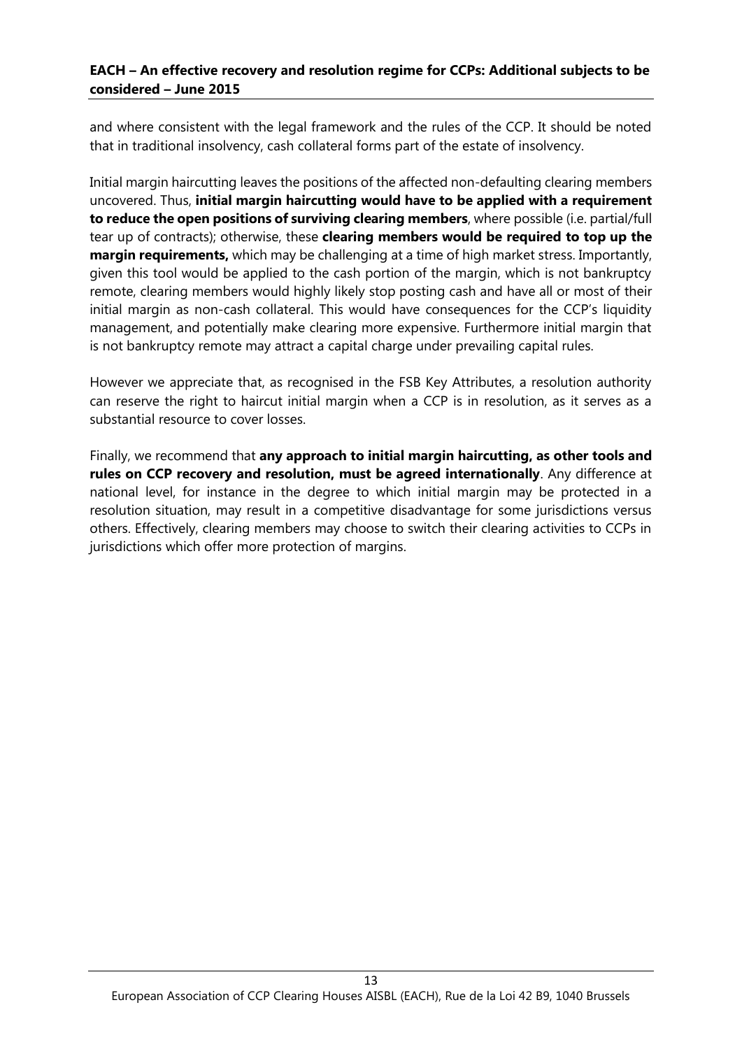and where consistent with the legal framework and the rules of the CCP. It should be noted that in traditional insolvency, cash collateral forms part of the estate of insolvency.

Initial margin haircutting leaves the positions of the affected non-defaulting clearing members uncovered. Thus, **initial margin haircutting would have to be applied with a requirement to reduce the open positions of surviving clearing members**, where possible (i.e. partial/full tear up of contracts); otherwise, these **clearing members would be required to top up the margin requirements,** which may be challenging at a time of high market stress. Importantly, given this tool would be applied to the cash portion of the margin, which is not bankruptcy remote, clearing members would highly likely stop posting cash and have all or most of their initial margin as non-cash collateral. This would have consequences for the CCP's liquidity management, and potentially make clearing more expensive. Furthermore initial margin that is not bankruptcy remote may attract a capital charge under prevailing capital rules.

However we appreciate that, as recognised in the FSB Key Attributes, a resolution authority can reserve the right to haircut initial margin when a CCP is in resolution, as it serves as a substantial resource to cover losses.

Finally, we recommend that **any approach to initial margin haircutting, as other tools and rules on CCP recovery and resolution, must be agreed internationally**. Any difference at national level, for instance in the degree to which initial margin may be protected in a resolution situation, may result in a competitive disadvantage for some jurisdictions versus others. Effectively, clearing members may choose to switch their clearing activities to CCPs in jurisdictions which offer more protection of margins.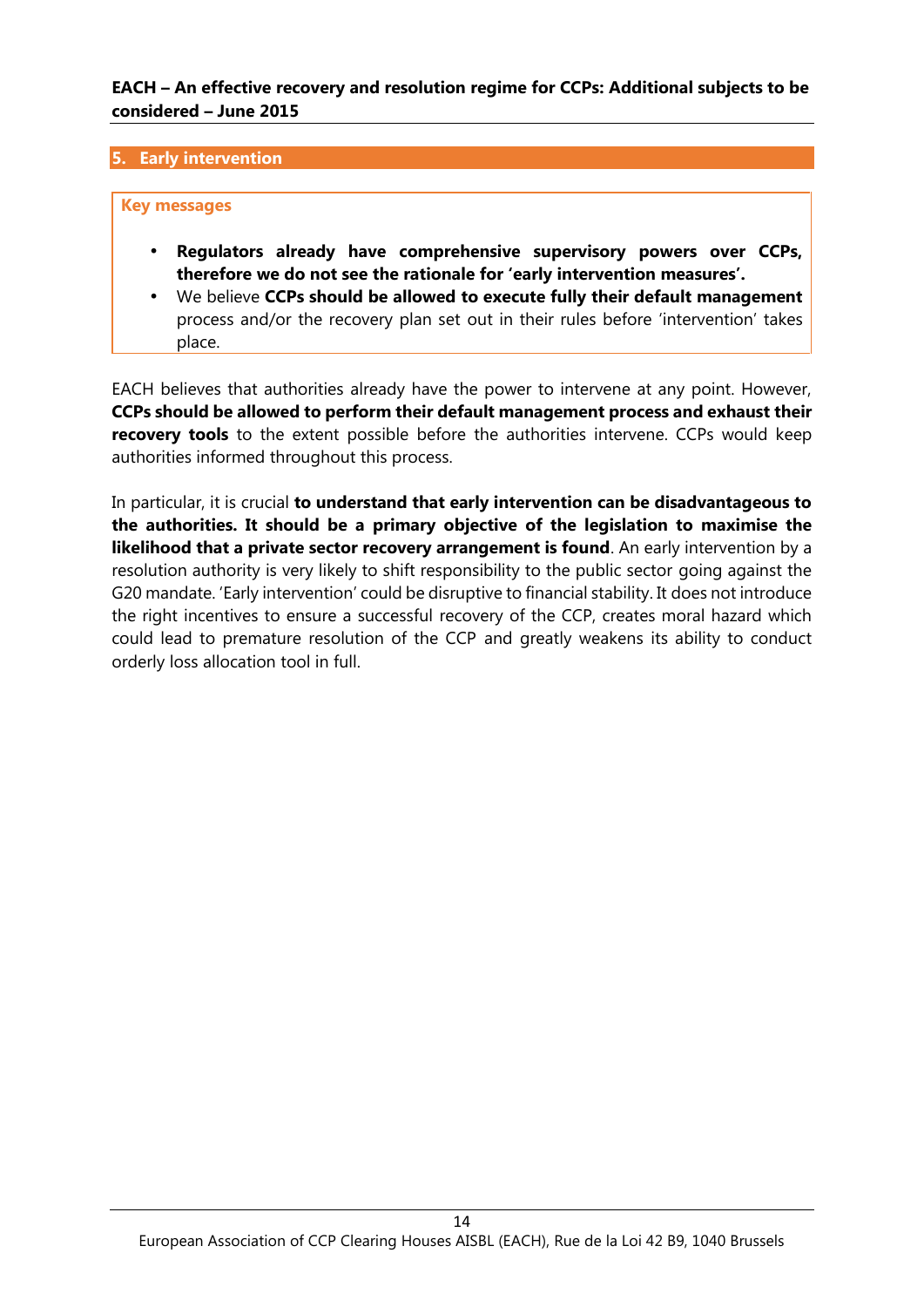## 5. Early intervention

**Key messages**

- **Regulators already have comprehensive supervisory powers over CCPs, therefore we do not see the rationale for 'early intervention measures'.**
- We believe **CCPs should be allowed to execute fully their default management** process and/or the recovery plan set out in their rules before 'intervention' takes place.

EACH believes that authorities already have the power to intervene at any point. However, **CCPs should be allowed to perform their default management process and exhaust their recovery tools** to the extent possible before the authorities intervene. CCPs would keep authorities informed throughout this process.

In particular, it is crucial **to understand that early intervention can be disadvantageous to the authorities. It should be a primary objective of the legislation to maximise the likelihood that a private sector recovery arrangement is found**. An early intervention by a resolution authority is very likely to shift responsibility to the public sector going against the G20 mandate. 'Early intervention' could be disruptive to financial stability. It does not introduce the right incentives to ensure a successful recovery of the CCP, creates moral hazard which could lead to premature resolution of the CCP and greatly weakens its ability to conduct orderly loss allocation tool in full.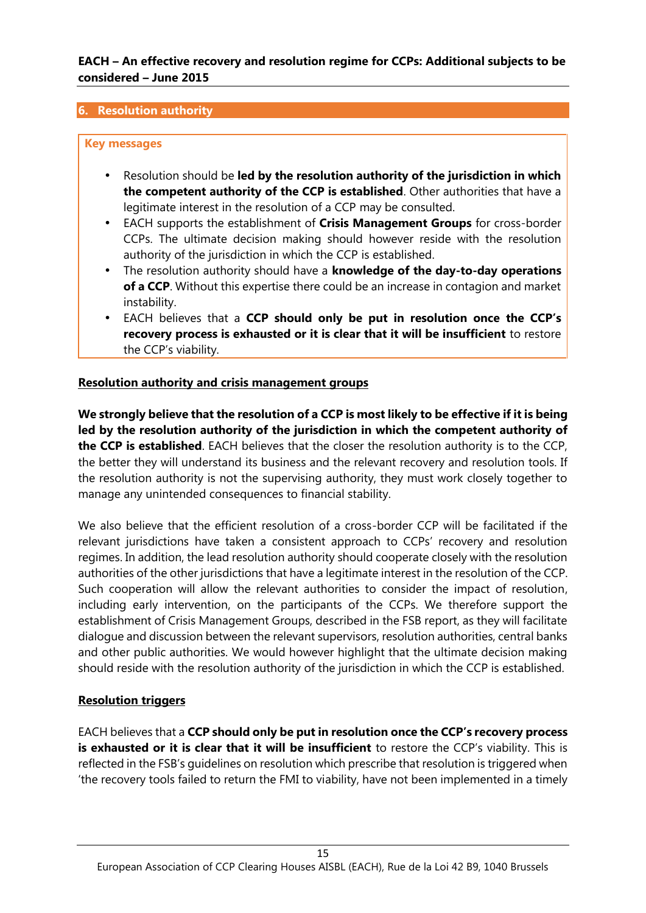## 6. Resolution authority

**Key messages**

- Resolution should be **led by the resolution authority of the jurisdiction in which the competent authority of the CCP is established**. Other authorities that have a legitimate interest in the resolution of a CCP may be consulted.
- EACH supports the establishment of **Crisis Management Groups** for cross-border CCPs. The ultimate decision making should however reside with the resolution authority of the jurisdiction in which the CCP is established.
- The resolution authority should have a **knowledge of the day-to-day operations of a CCP**. Without this expertise there could be an increase in contagion and market instability.
- EACH believes that a **CCP should only be put in resolution once the CCP's recovery process is exhausted or it is clear that it will be insufficient** to restore the CCP's viability.

### Resolution authority and crisis management groups

**We strongly believe that the resolution of a CCP is most likely to be effective if it is being led by the resolution authority of the jurisdiction in which the competent authority of the CCP is established**. EACH believes that the closer the resolution authority is to the CCP, the better they will understand its business and the relevant recovery and resolution tools. If the resolution authority is not the supervising authority, they must work closely together to manage any unintended consequences to financial stability.

We also believe that the efficient resolution of a cross-border CCP will be facilitated if the relevant jurisdictions have taken a consistent approach to CCPs' recovery and resolution regimes. In addition, the lead resolution authority should cooperate closely with the resolution authorities of the other jurisdictions that have a legitimate interest in the resolution of the CCP. Such cooperation will allow the relevant authorities to consider the impact of resolution, including early intervention, on the participants of the CCPs. We therefore support the establishment of Crisis Management Groups, described in the FSB report, as they will facilitate dialogue and discussion between the relevant supervisors, resolution authorities, central banks and other public authorities. We would however highlight that the ultimate decision making should reside with the resolution authority of the jurisdiction in which the CCP is established.

### Resolution triggers

EACH believes that a **CCP should only be put in resolution once the CCP's recovery process is exhausted or it is clear that it will be insufficient** to restore the CCP's viability. This is reflected in the FSB's guidelines on resolution which prescribe that resolution is triggered when 'the recovery tools failed to return the FMI to viability, have not been implemented in a timely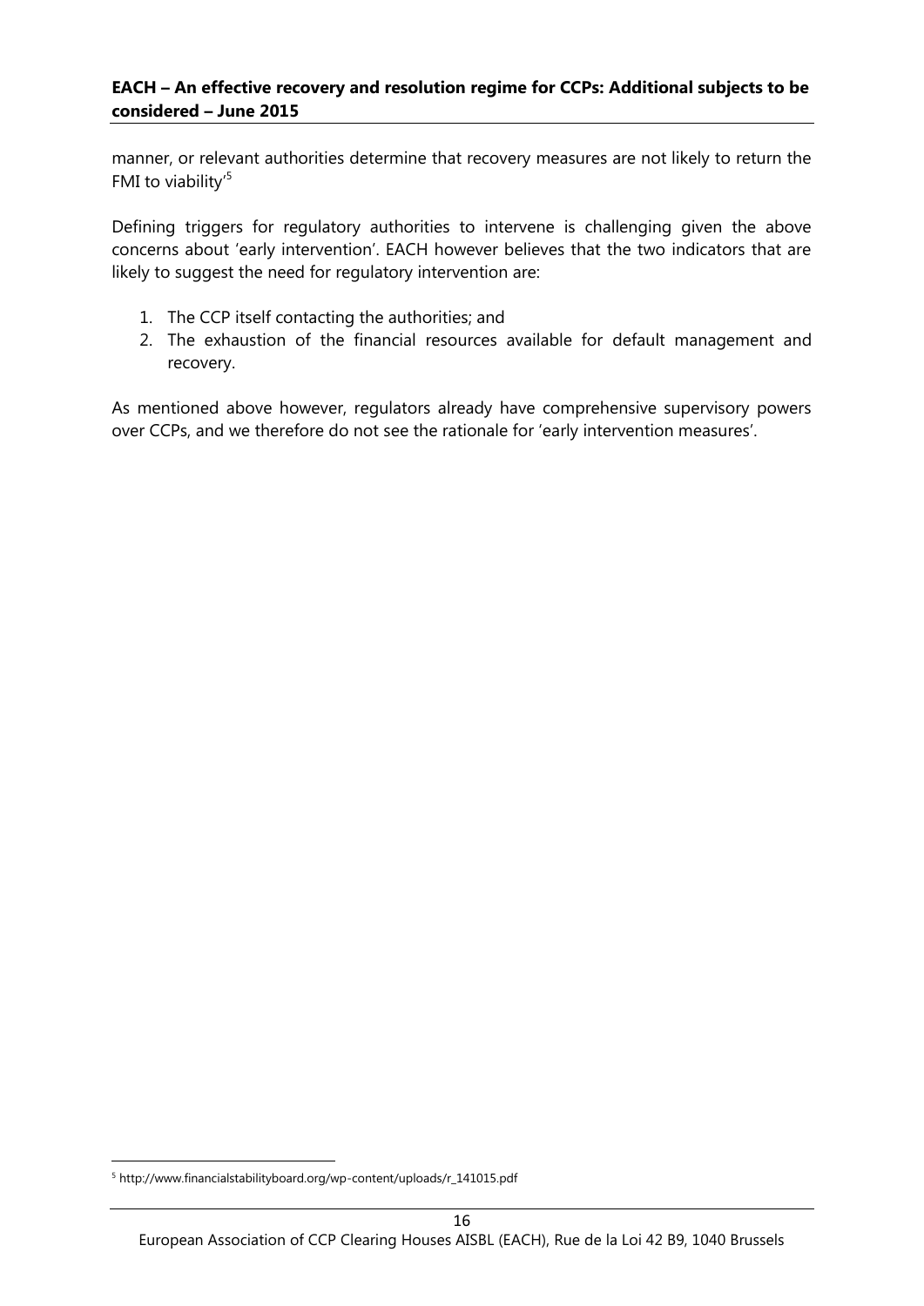manner, or relevant authorities determine that recovery measures are not likely to return the FMI to viability'[5]

Defining triggers for regulatory authorities to intervene is challenging given the above concerns about 'early intervention'. EACH however believes that the two indicators that are likely to suggest the need for regulatory intervention are:

1. The CCP itself contacting the authorities; and
2. The exhaustion of the financial resources available for default management and recovery.

As mentioned above however, regulators already have comprehensive supervisory powers over CCPs, and we therefore do not see the rationale for 'early intervention measures'.

---

[5] http://www.financialstabilityboard.org/wp-content/uploads/r_141015.pdf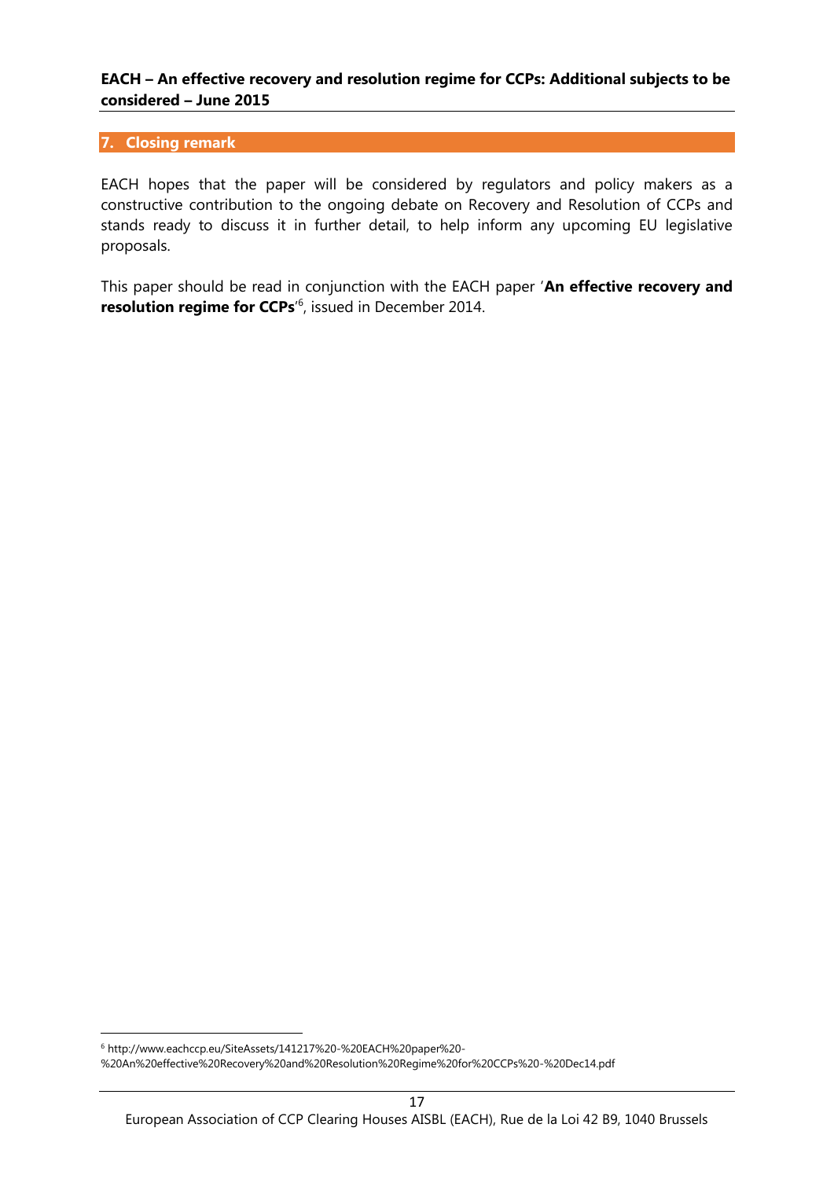## 7. Closing remark

EACH hopes that the paper will be considered by regulators and policy makers as a constructive contribution to the ongoing debate on Recovery and Resolution of CCPs and stands ready to discuss it in further detail, to help inform any upcoming EU legislative proposals.

This paper should be read in conjunction with the EACH paper '**An effective recovery and resolution regime for CCPs**'[6], issued in December 2014.

[6] http://www.eachccp.eu/SiteAssets/141217%20-%20EACH%20paper%20-%20An%20effective%20Recovery%20and%20Resolution%20Regime%20for%20CCPs%20-%20Dec14.pdf